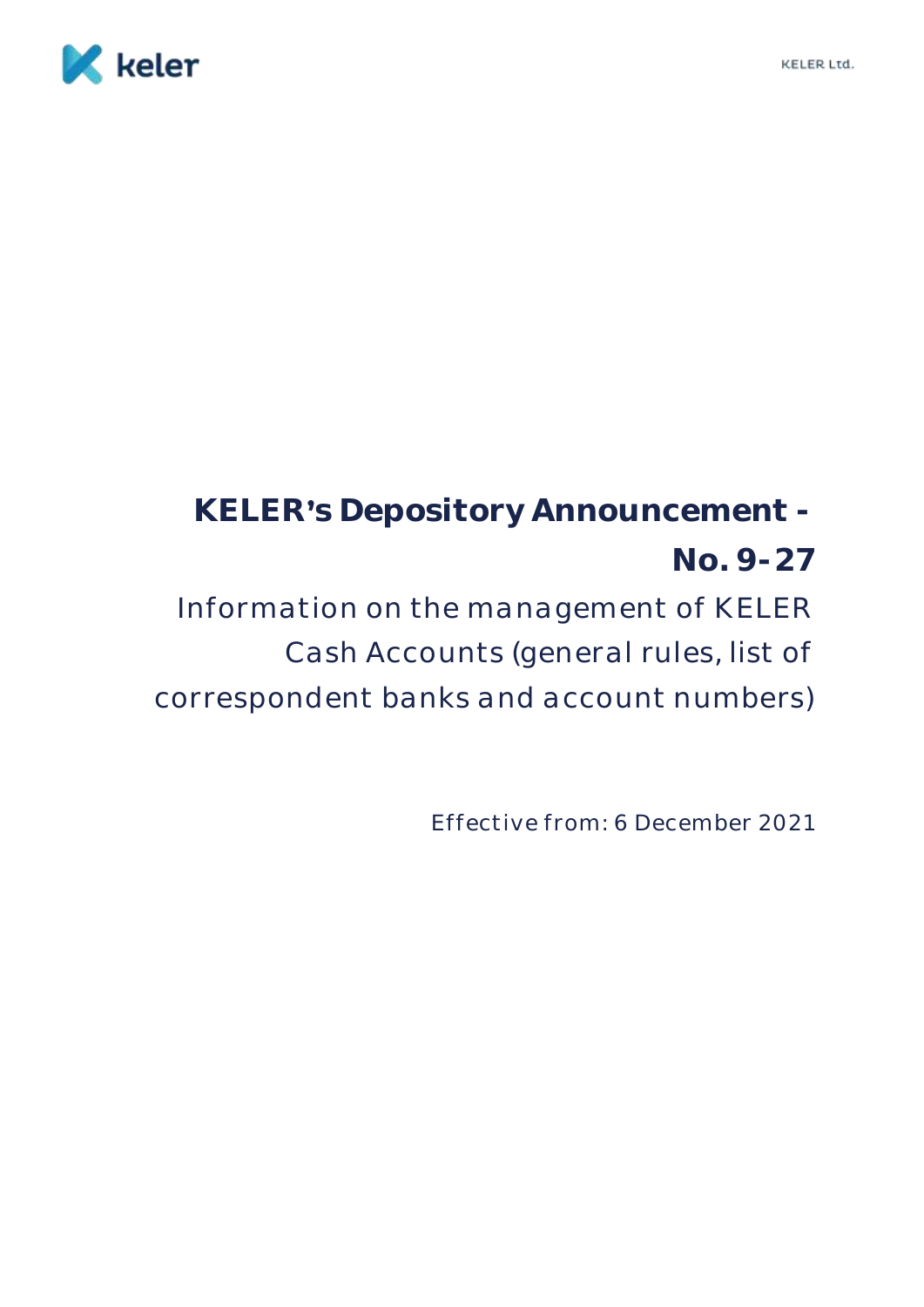# KELER's Depository Announcement - No. 9-27

Information on the management of KELER Cash Accounts (general rules, list of correspondent banks and account numbers)

Effective from: 6 December 2021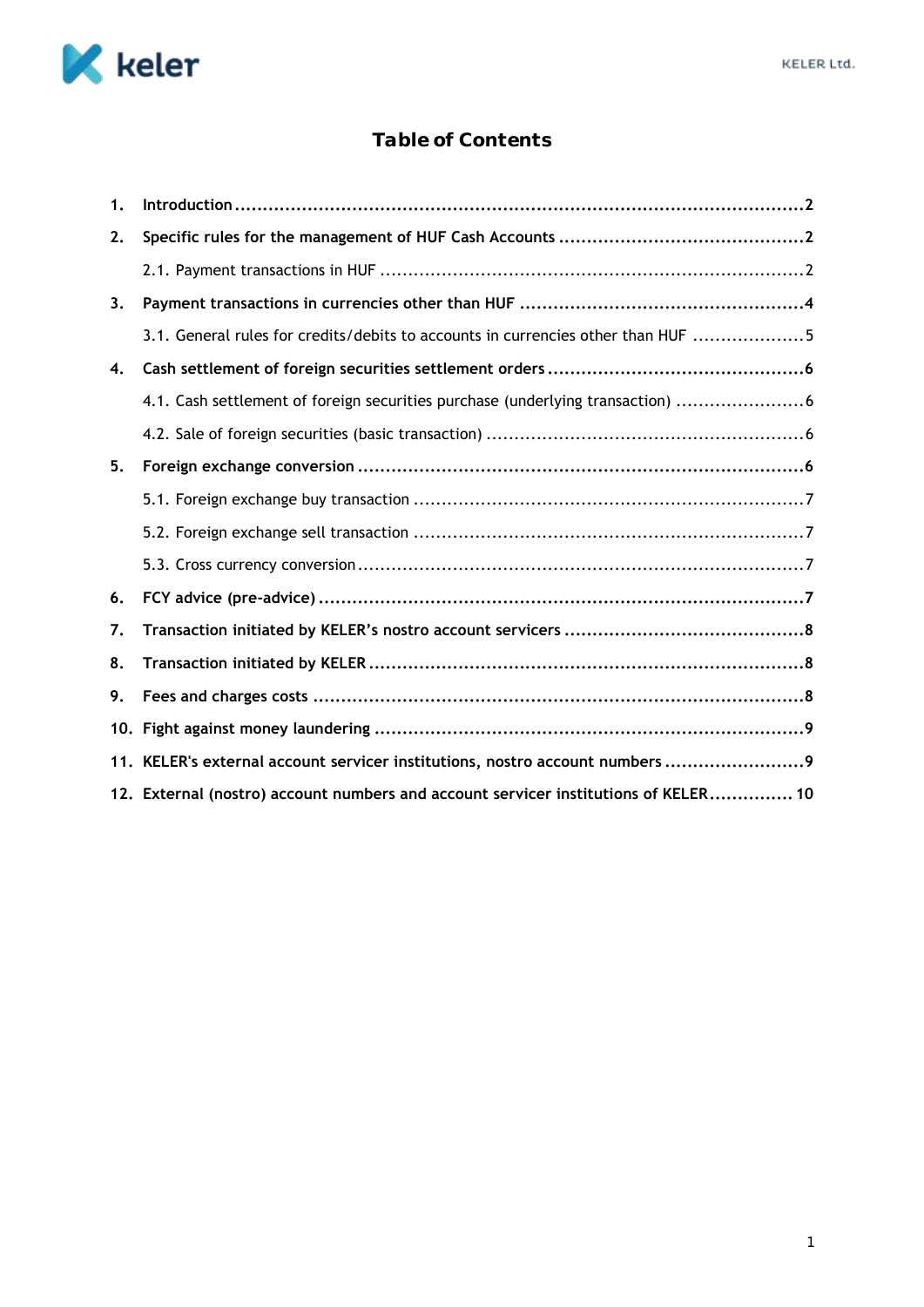# Table of Contents

1. **Introduction** ........................................................................................................ 2
2. **Specific rules for the management of HUF Cash Accounts** ............................................ 2
   - 2.1. Payment transactions in HUF ........................................................................... 2
3. **Payment transactions in currencies other than HUF** .................................................... 4
   - 3.1. General rules for credits/debits to accounts in currencies other than HUF ..................... 5
4. **Cash settlement of foreign securities settlement orders** ................................................ 6
   - 4.1. Cash settlement of foreign securities purchase (underlying transaction) ........................ 6
   - 4.2. Sale of foreign securities (basic transaction) ......................................................... 6
5. **Foreign exchange conversion** ................................................................................ 6
   - 5.1. Foreign exchange buy transaction ...................................................................... 7
   - 5.2. Foreign exchange sell transaction ...................................................................... 7
   - 5.3. Cross currency conversion ................................................................................ 7
6. **FCY advice (pre-advice)** ..................................................................................... 7
7. **Transaction initiated by KELER's nostro account servicers** ........................................... 8
8. **Transaction initiated by KELER** ............................................................................ 8
9. **Fees and charges costs** ....................................................................................... 8
10. **Fight against money laundering** ........................................................................... 9
11. **KELER's external account servicer institutions, nostro account numbers** ......................... 9
12. **External (nostro) account numbers and account servicer institutions of KELER** ............... 10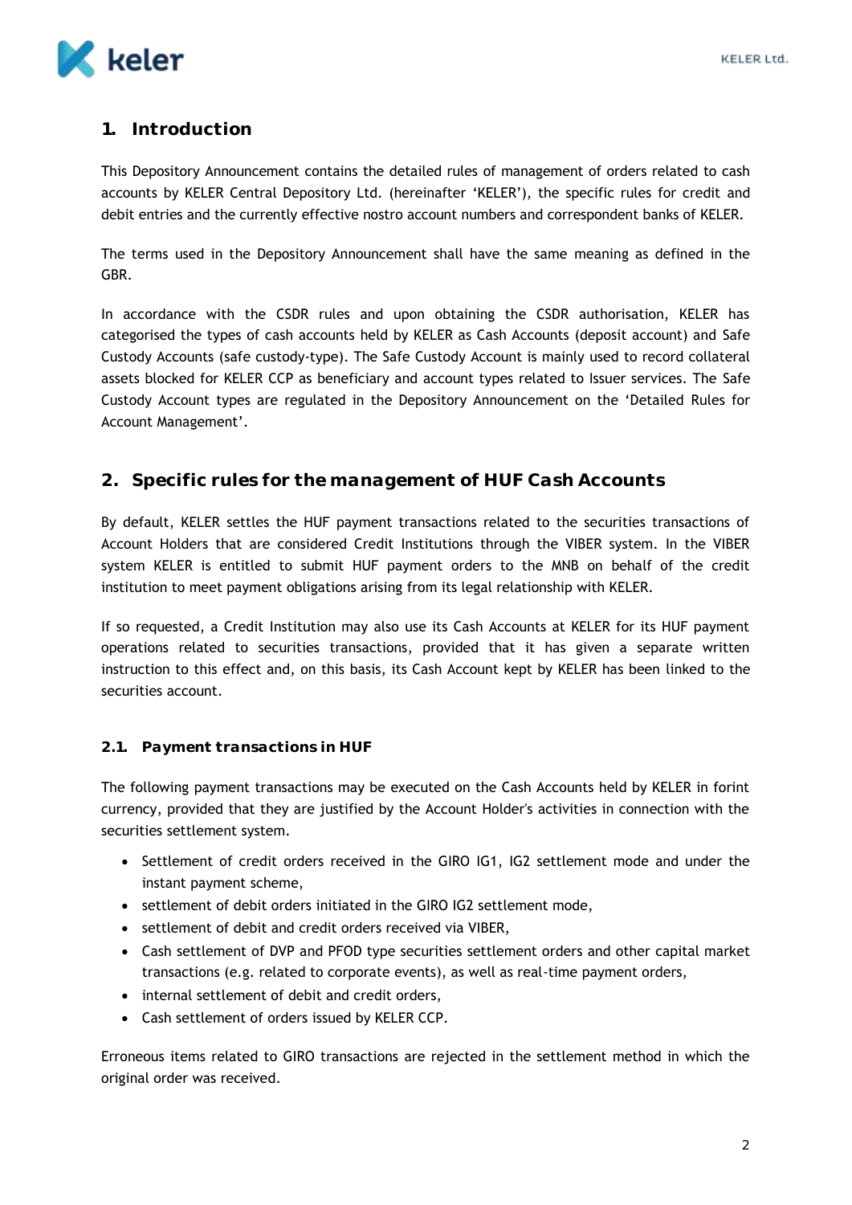# 1. Introduction

This Depository Announcement contains the detailed rules of management of orders related to cash accounts by KELER Central Depository Ltd. (hereinafter 'KELER'), the specific rules for credit and debit entries and the currently effective nostro account numbers and correspondent banks of KELER.

The terms used in the Depository Announcement shall have the same meaning as defined in the GBR.

In accordance with the CSDR rules and upon obtaining the CSDR authorisation, KELER has categorised the types of cash accounts held by KELER as Cash Accounts (deposit account) and Safe Custody Accounts (safe custody-type). The Safe Custody Account is mainly used to record collateral assets blocked for KELER CCP as beneficiary and account types related to Issuer services. The Safe Custody Account types are regulated in the Depository Announcement on the 'Detailed Rules for Account Management'.

# 2. Specific rules for the management of HUF Cash Accounts

By default, KELER settles the HUF payment transactions related to the securities transactions of Account Holders that are considered Credit Institutions through the VIBER system. In the VIBER system KELER is entitled to submit HUF payment orders to the MNB on behalf of the credit institution to meet payment obligations arising from its legal relationship with KELER.

If so requested, a Credit Institution may also use its Cash Accounts at KELER for its HUF payment operations related to securities transactions, provided that it has given a separate written instruction to this effect and, on this basis, its Cash Account kept by KELER has been linked to the securities account.

## 2.1. Payment transactions in HUF

The following payment transactions may be executed on the Cash Accounts held by KELER in forint currency, provided that they are justified by the Account Holder's activities in connection with the securities settlement system.

- Settlement of credit orders received in the GIRO IG1, IG2 settlement mode and under the instant payment scheme,
- settlement of debit orders initiated in the GIRO IG2 settlement mode,
- settlement of debit and credit orders received via VIBER,
- Cash settlement of DVP and PFOD type securities settlement orders and other capital market transactions (e.g. related to corporate events), as well as real-time payment orders,
- internal settlement of debit and credit orders,
- Cash settlement of orders issued by KELER CCP.

Erroneous items related to GIRO transactions are rejected in the settlement method in which the original order was received.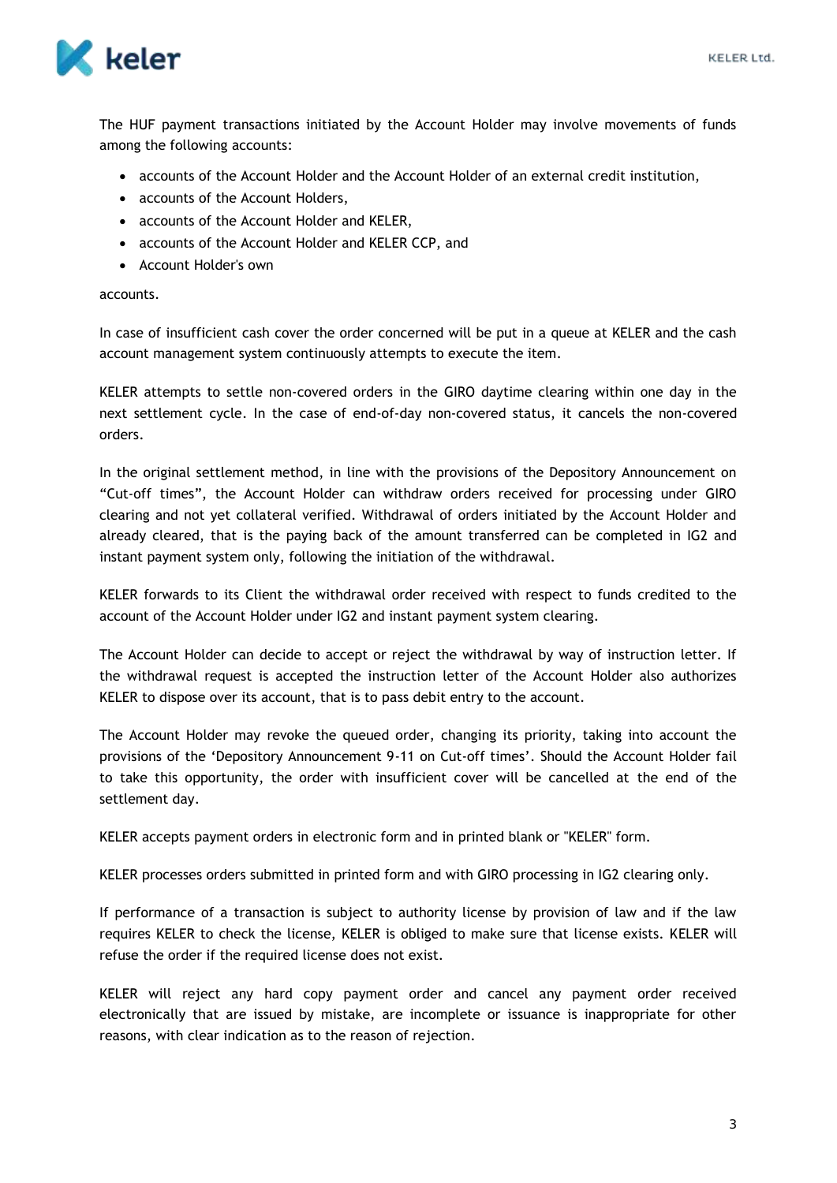The HUF payment transactions initiated by the Account Holder may involve movements of funds among the following accounts:

- accounts of the Account Holder and the Account Holder of an external credit institution,
- accounts of the Account Holders,
- accounts of the Account Holder and KELER,
- accounts of the Account Holder and KELER CCP, and
- Account Holder's own

accounts.

In case of insufficient cash cover the order concerned will be put in a queue at KELER and the cash account management system continuously attempts to execute the item.

KELER attempts to settle non-covered orders in the GIRO daytime clearing within one day in the next settlement cycle. In the case of end-of-day non-covered status, it cancels the non-covered orders.

In the original settlement method, in line with the provisions of the Depository Announcement on "Cut-off times", the Account Holder can withdraw orders received for processing under GIRO clearing and not yet collateral verified. Withdrawal of orders initiated by the Account Holder and already cleared, that is the paying back of the amount transferred can be completed in IG2 and instant payment system only, following the initiation of the withdrawal.

KELER forwards to its Client the withdrawal order received with respect to funds credited to the account of the Account Holder under IG2 and instant payment system clearing.

The Account Holder can decide to accept or reject the withdrawal by way of instruction letter. If the withdrawal request is accepted the instruction letter of the Account Holder also authorizes KELER to dispose over its account, that is to pass debit entry to the account.

The Account Holder may revoke the queued order, changing its priority, taking into account the provisions of the 'Depository Announcement 9-11 on Cut-off times'. Should the Account Holder fail to take this opportunity, the order with insufficient cover will be cancelled at the end of the settlement day.

KELER accepts payment orders in electronic form and in printed blank or "KELER" form.

KELER processes orders submitted in printed form and with GIRO processing in IG2 clearing only.

If performance of a transaction is subject to authority license by provision of law and if the law requires KELER to check the license, KELER is obliged to make sure that license exists. KELER will refuse the order if the required license does not exist.

KELER will reject any hard copy payment order and cancel any payment order received electronically that are issued by mistake, are incomplete or issuance is inappropriate for other reasons, with clear indication as to the reason of rejection.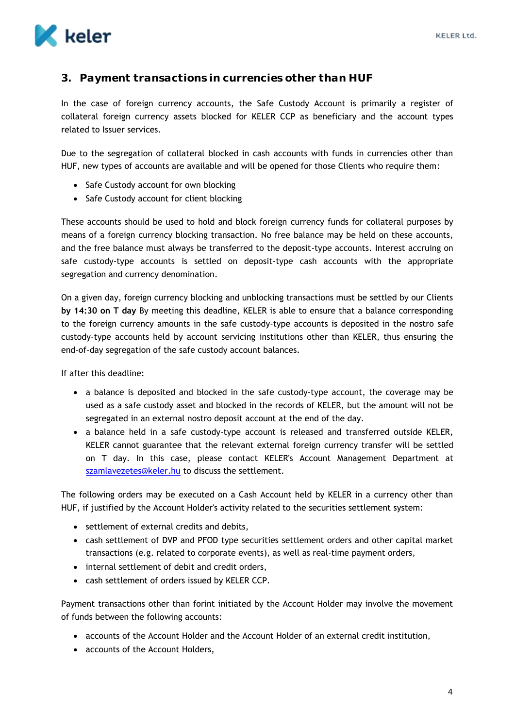## 3. Payment transactions in currencies other than HUF

In the case of foreign currency accounts, the Safe Custody Account is primarily a register of collateral foreign currency assets blocked for KELER CCP as beneficiary and the account types related to Issuer services.

Due to the segregation of collateral blocked in cash accounts with funds in currencies other than HUF, new types of accounts are available and will be opened for those Clients who require them:

- Safe Custody account for own blocking
- Safe Custody account for client blocking

These accounts should be used to hold and block foreign currency funds for collateral purposes by means of a foreign currency blocking transaction. No free balance may be held on these accounts, and the free balance must always be transferred to the deposit-type accounts. Interest accruing on safe custody-type accounts is settled on deposit-type cash accounts with the appropriate segregation and currency denomination.

On a given day, foreign currency blocking and unblocking transactions must be settled by our Clients **by 14:30 on T day** By meeting this deadline, KELER is able to ensure that a balance corresponding to the foreign currency amounts in the safe custody-type accounts is deposited in the nostro safe custody-type accounts held by account servicing institutions other than KELER, thus ensuring the end-of-day segregation of the safe custody account balances.

If after this deadline:

- a balance is deposited and blocked in the safe custody-type account, the coverage may be used as a safe custody asset and blocked in the records of KELER, but the amount will not be segregated in an external nostro deposit account at the end of the day.
- a balance held in a safe custody-type account is released and transferred outside KELER, KELER cannot guarantee that the relevant external foreign currency transfer will be settled on T day. In this case, please contact KELER's Account Management Department at szamlavezetes@keler.hu to discuss the settlement.

The following orders may be executed on a Cash Account held by KELER in a currency other than HUF, if justified by the Account Holder's activity related to the securities settlement system:

- settlement of external credits and debits,
- cash settlement of DVP and PFOD type securities settlement orders and other capital market transactions (e.g. related to corporate events), as well as real-time payment orders,
- internal settlement of debit and credit orders,
- cash settlement of orders issued by KELER CCP.

Payment transactions other than forint initiated by the Account Holder may involve the movement of funds between the following accounts:

- accounts of the Account Holder and the Account Holder of an external credit institution,
- accounts of the Account Holders,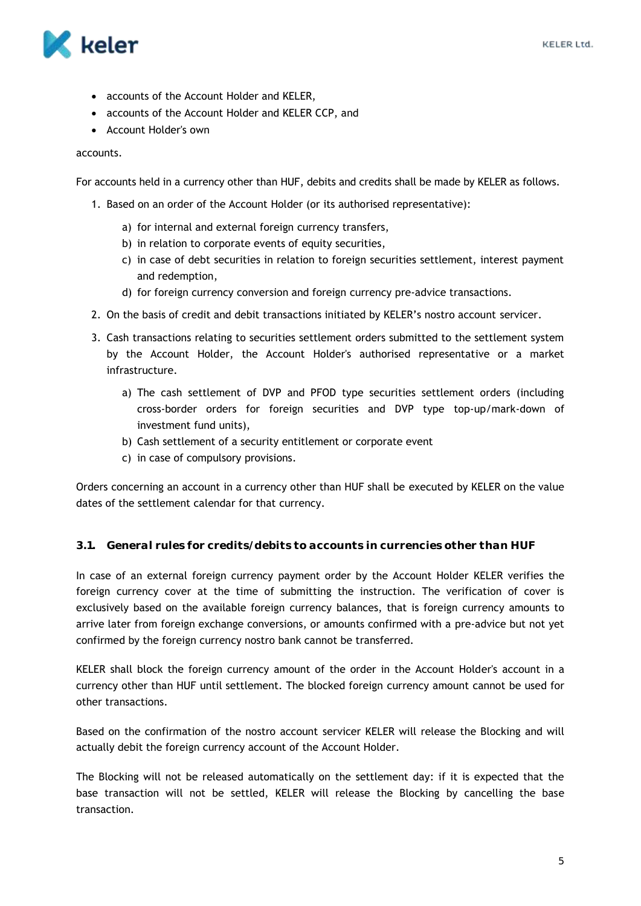- accounts of the Account Holder and KELER,
- accounts of the Account Holder and KELER CCP, and
- Account Holder's own

accounts.

For accounts held in a currency other than HUF, debits and credits shall be made by KELER as follows.

1. Based on an order of the Account Holder (or its authorised representative):
    a) for internal and external foreign currency transfers,
    b) in relation to corporate events of equity securities,
    c) in case of debt securities in relation to foreign securities settlement, interest payment and redemption,
    d) for foreign currency conversion and foreign currency pre-advice transactions.
2. On the basis of credit and debit transactions initiated by KELER's nostro account servicer.
3. Cash transactions relating to securities settlement orders submitted to the settlement system by the Account Holder, the Account Holder's authorised representative or a market infrastructure.
    a) The cash settlement of DVP and PFOD type securities settlement orders (including cross-border orders for foreign securities and DVP type top-up/mark-down of investment fund units),
    b) Cash settlement of a security entitlement or corporate event
    c) in case of compulsory provisions.

Orders concerning an account in a currency other than HUF shall be executed by KELER on the value dates of the settlement calendar for that currency.

### 3.1. General rules for credits/debits to accounts in currencies other than HUF

In case of an external foreign currency payment order by the Account Holder KELER verifies the foreign currency cover at the time of submitting the instruction. The verification of cover is exclusively based on the available foreign currency balances, that is foreign currency amounts to arrive later from foreign exchange conversions, or amounts confirmed with a pre-advice but not yet confirmed by the foreign currency nostro bank cannot be transferred.

KELER shall block the foreign currency amount of the order in the Account Holder's account in a currency other than HUF until settlement. The blocked foreign currency amount cannot be used for other transactions.

Based on the confirmation of the nostro account servicer KELER will release the Blocking and will actually debit the foreign currency account of the Account Holder.

The Blocking will not be released automatically on the settlement day: if it is expected that the base transaction will not be settled, KELER will release the Blocking by cancelling the base transaction.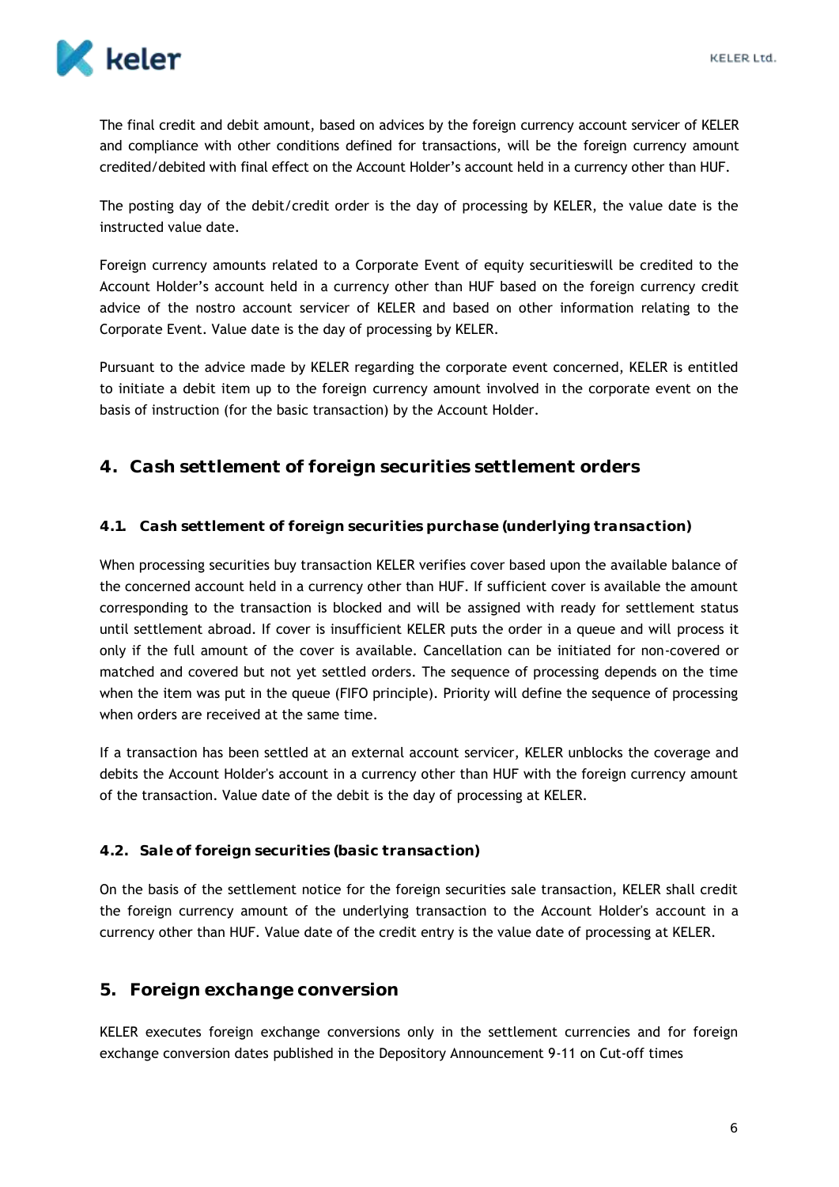The final credit and debit amount, based on advices by the foreign currency account servicer of KELER and compliance with other conditions defined for transactions, will be the foreign currency amount credited/debited with final effect on the Account Holder's account held in a currency other than HUF.

The posting day of the debit/credit order is the day of processing by KELER, the value date is the instructed value date.

Foreign currency amounts related to a Corporate Event of equity securitieswill be credited to the Account Holder's account held in a currency other than HUF based on the foreign currency credit advice of the nostro account servicer of KELER and based on other information relating to the Corporate Event. Value date is the day of processing by KELER.

Pursuant to the advice made by KELER regarding the corporate event concerned, KELER is entitled to initiate a debit item up to the foreign currency amount involved in the corporate event on the basis of instruction (for the basic transaction) by the Account Holder.

## 4. Cash settlement of foreign securities settlement orders

### 4.1. Cash settlement of foreign securities purchase (underlying transaction)

When processing securities buy transaction KELER verifies cover based upon the available balance of the concerned account held in a currency other than HUF. If sufficient cover is available the amount corresponding to the transaction is blocked and will be assigned with ready for settlement status until settlement abroad. If cover is insufficient KELER puts the order in a queue and will process it only if the full amount of the cover is available. Cancellation can be initiated for non-covered or matched and covered but not yet settled orders. The sequence of processing depends on the time when the item was put in the queue (FIFO principle). Priority will define the sequence of processing when orders are received at the same time.

If a transaction has been settled at an external account servicer, KELER unblocks the coverage and debits the Account Holder's account in a currency other than HUF with the foreign currency amount of the transaction. Value date of the debit is the day of processing at KELER.

### 4.2. Sale of foreign securities (basic transaction)

On the basis of the settlement notice for the foreign securities sale transaction, KELER shall credit the foreign currency amount of the underlying transaction to the Account Holder's account in a currency other than HUF. Value date of the credit entry is the value date of processing at KELER.

## 5. Foreign exchange conversion

KELER executes foreign exchange conversions only in the settlement currencies and for foreign exchange conversion dates published in the Depository Announcement 9-11 on Cut-off times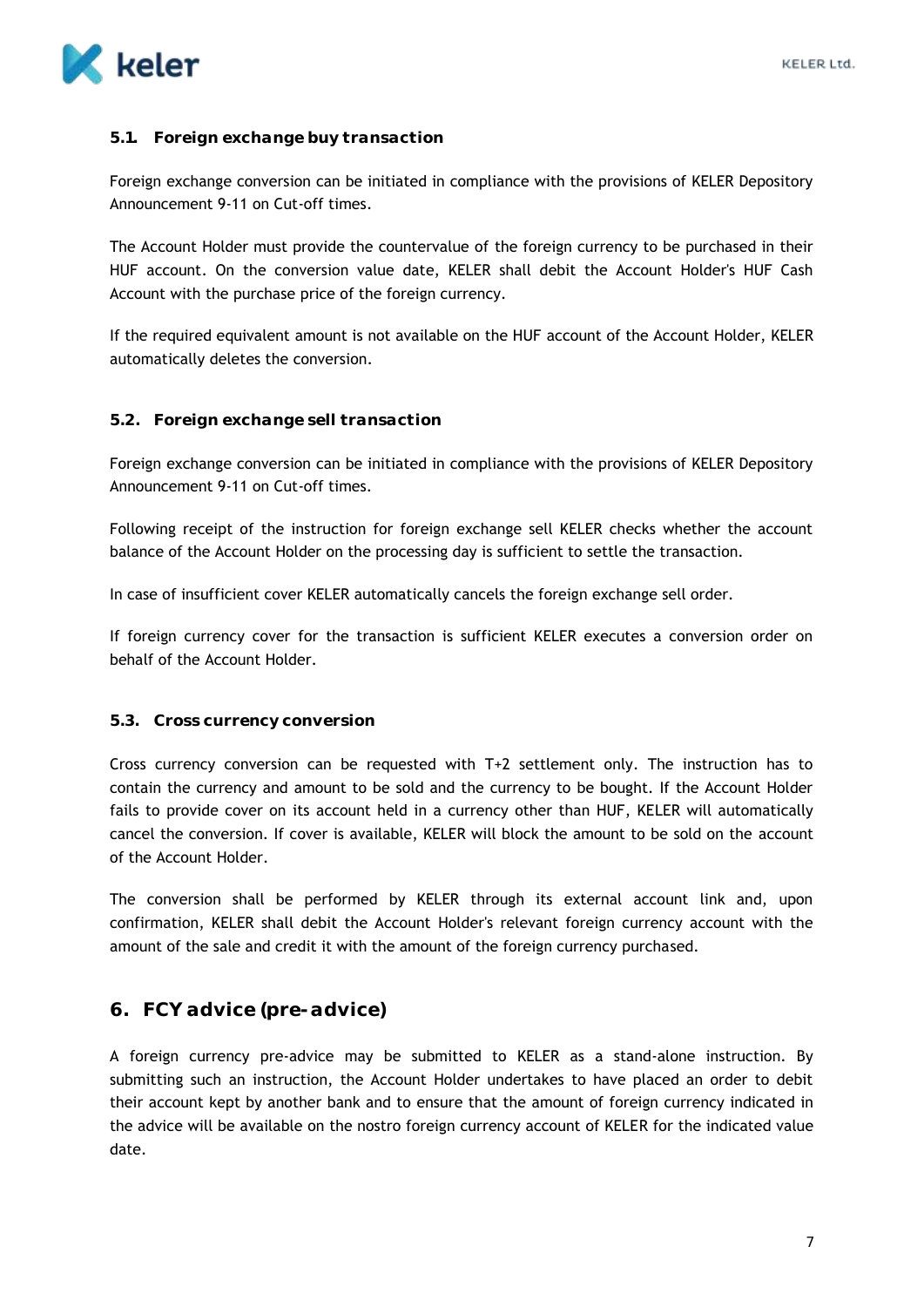### 5.1. Foreign exchange buy transaction

Foreign exchange conversion can be initiated in compliance with the provisions of KELER Depository Announcement 9-11 on Cut-off times.

The Account Holder must provide the countervalue of the foreign currency to be purchased in their HUF account. On the conversion value date, KELER shall debit the Account Holder's HUF Cash Account with the purchase price of the foreign currency.

If the required equivalent amount is not available on the HUF account of the Account Holder, KELER automatically deletes the conversion.

### 5.2. Foreign exchange sell transaction

Foreign exchange conversion can be initiated in compliance with the provisions of KELER Depository Announcement 9-11 on Cut-off times.

Following receipt of the instruction for foreign exchange sell KELER checks whether the account balance of the Account Holder on the processing day is sufficient to settle the transaction.

In case of insufficient cover KELER automatically cancels the foreign exchange sell order.

If foreign currency cover for the transaction is sufficient KELER executes a conversion order on behalf of the Account Holder.

### 5.3. Cross currency conversion

Cross currency conversion can be requested with T+2 settlement only. The instruction has to contain the currency and amount to be sold and the currency to be bought. If the Account Holder fails to provide cover on its account held in a currency other than HUF, KELER will automatically cancel the conversion. If cover is available, KELER will block the amount to be sold on the account of the Account Holder.

The conversion shall be performed by KELER through its external account link and, upon confirmation, KELER shall debit the Account Holder's relevant foreign currency account with the amount of the sale and credit it with the amount of the foreign currency purchased.

## 6. FCY advice (pre-advice)

A foreign currency pre-advice may be submitted to KELER as a stand-alone instruction. By submitting such an instruction, the Account Holder undertakes to have placed an order to debit their account kept by another bank and to ensure that the amount of foreign currency indicated in the advice will be available on the nostro foreign currency account of KELER for the indicated value date.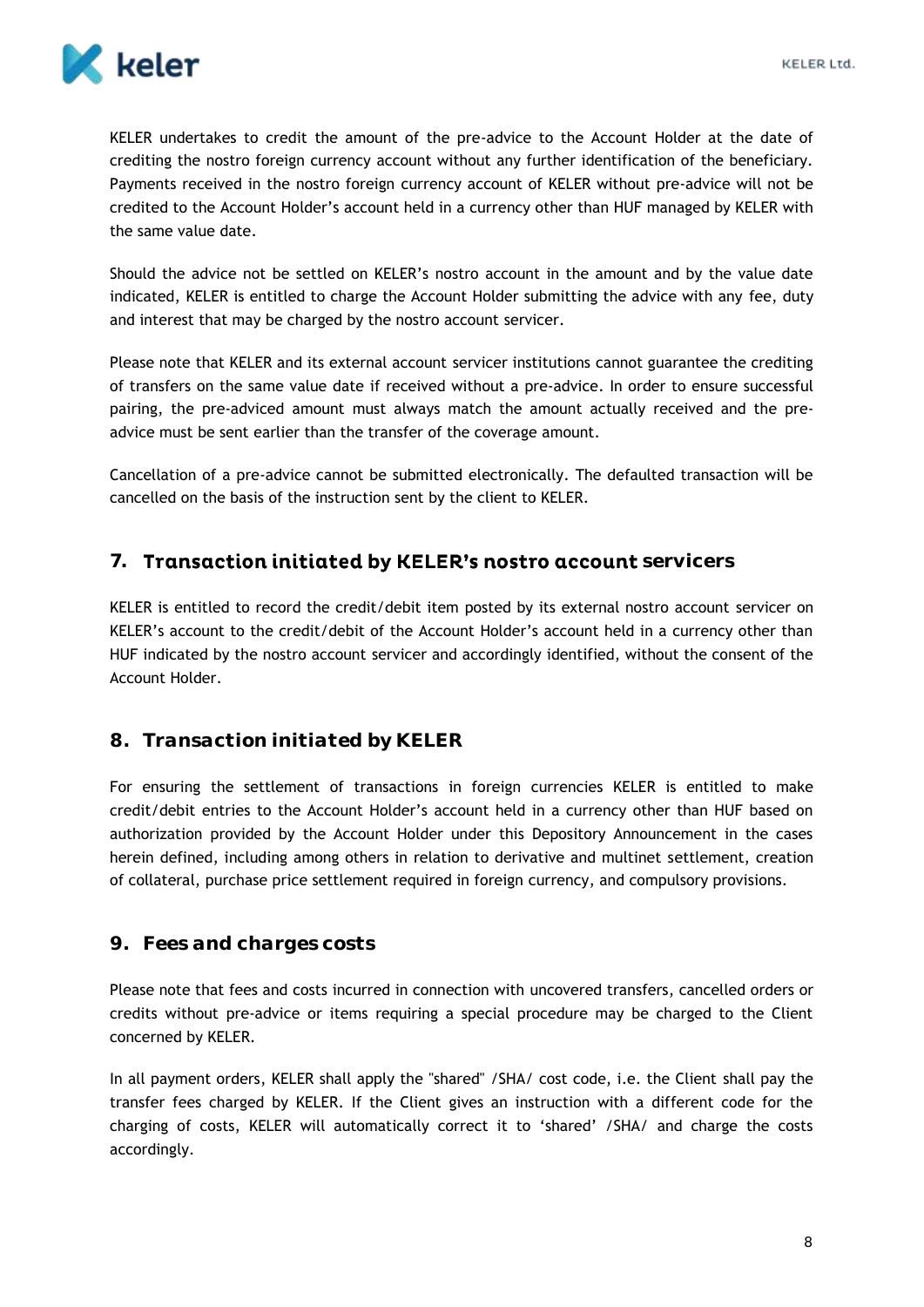KELER undertakes to credit the amount of the pre-advice to the Account Holder at the date of crediting the nostro foreign currency account without any further identification of the beneficiary. Payments received in the nostro foreign currency account of KELER without pre-advice will not be credited to the Account Holder's account held in a currency other than HUF managed by KELER with the same value date.

Should the advice not be settled on KELER's nostro account in the amount and by the value date indicated, KELER is entitled to charge the Account Holder submitting the advice with any fee, duty and interest that may be charged by the nostro account servicer.

Please note that KELER and its external account servicer institutions cannot guarantee the crediting of transfers on the same value date if received without a pre-advice. In order to ensure successful pairing, the pre-adviced amount must always match the amount actually received and the pre-advice must be sent earlier than the transfer of the coverage amount.

Cancellation of a pre-advice cannot be submitted electronically. The defaulted transaction will be cancelled on the basis of the instruction sent by the client to KELER.

## 7. Transaction initiated by KELER's nostro account servicers

KELER is entitled to record the credit/debit item posted by its external nostro account servicer on KELER's account to the credit/debit of the Account Holder's account held in a currency other than HUF indicated by the nostro account servicer and accordingly identified, without the consent of the Account Holder.

## 8. Transaction initiated by KELER

For ensuring the settlement of transactions in foreign currencies KELER is entitled to make credit/debit entries to the Account Holder's account held in a currency other than HUF based on authorization provided by the Account Holder under this Depository Announcement in the cases herein defined, including among others in relation to derivative and multinet settlement, creation of collateral, purchase price settlement required in foreign currency, and compulsory provisions.

## 9. Fees and charges costs

Please note that fees and costs incurred in connection with uncovered transfers, cancelled orders or credits without pre-advice or items requiring a special procedure may be charged to the Client concerned by KELER.

In all payment orders, KELER shall apply the "shared" /SHA/ cost code, i.e. the Client shall pay the transfer fees charged by KELER. If the Client gives an instruction with a different code for the charging of costs, KELER will automatically correct it to 'shared' /SHA/ and charge the costs accordingly.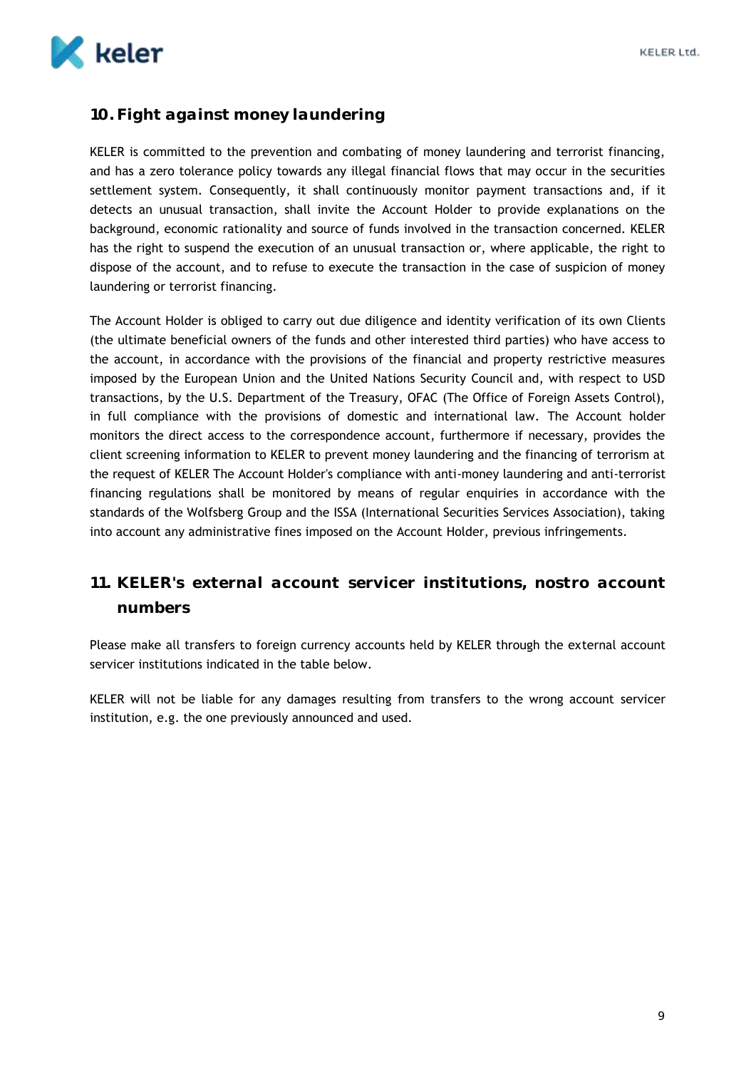## 10. Fight against money laundering

KELER is committed to the prevention and combating of money laundering and terrorist financing, and has a zero tolerance policy towards any illegal financial flows that may occur in the securities settlement system. Consequently, it shall continuously monitor payment transactions and, if it detects an unusual transaction, shall invite the Account Holder to provide explanations on the background, economic rationality and source of funds involved in the transaction concerned. KELER has the right to suspend the execution of an unusual transaction or, where applicable, the right to dispose of the account, and to refuse to execute the transaction in the case of suspicion of money laundering or terrorist financing.

The Account Holder is obliged to carry out due diligence and identity verification of its own Clients (the ultimate beneficial owners of the funds and other interested third parties) who have access to the account, in accordance with the provisions of the financial and property restrictive measures imposed by the European Union and the United Nations Security Council and, with respect to USD transactions, by the U.S. Department of the Treasury, OFAC (The Office of Foreign Assets Control), in full compliance with the provisions of domestic and international law. The Account holder monitors the direct access to the correspondence account, furthermore if necessary, provides the client screening information to KELER to prevent money laundering and the financing of terrorism at the request of KELER The Account Holder's compliance with anti-money laundering and anti-terrorist financing regulations shall be monitored by means of regular enquiries in accordance with the standards of the Wolfsberg Group and the ISSA (International Securities Services Association), taking into account any administrative fines imposed on the Account Holder, previous infringements.

## 11. KELER's external account servicer institutions, nostro account numbers

Please make all transfers to foreign currency accounts held by KELER through the external account servicer institutions indicated in the table below.

KELER will not be liable for any damages resulting from transfers to the wrong account servicer institution, e.g. the one previously announced and used.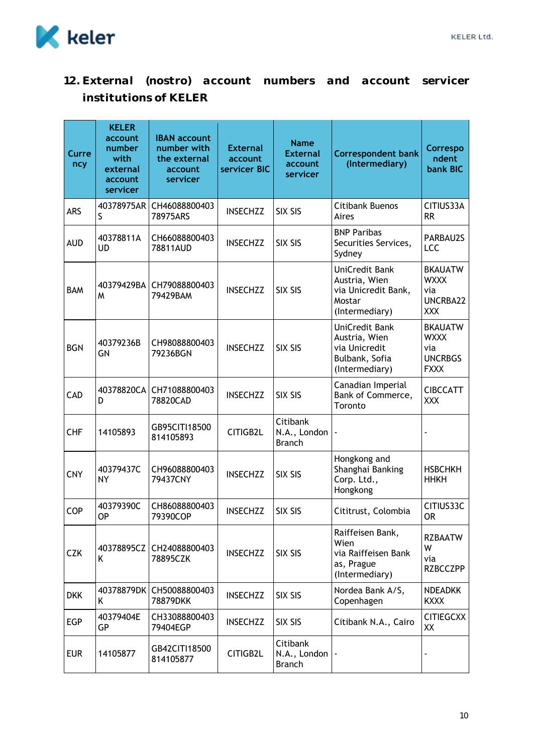## 12. External (nostro) account numbers and account servicer institutions of KELER

| Currency | KELER account number with external account servicer | IBAN account number with the external account servicer | External account servicer BIC | Name External account servicer | Correspondent bank (Intermediary) | Correspondent bank BIC |
|---|---|---|---|---|---|---|
| ARS | 40378975ARS | CH4608880040378975ARS | INSECHZZ | SIX SIS | Citibank Buenos Aires | CITIUS33ARR |
| AUD | 40378811AUD | CH6608880040378811AUD | INSECHZZ | SIX SIS | BNP Paribas Securities Services, Sydney | PARBAU2SLCC |
| BAM | 40379429BAM | CH7908880040379429BAM | INSECHZZ | SIX SIS | UniCredit Bank Austria, Wien via Unicredit Bank, Mostar (Intermediary) | BKAUATWWXXX via UNCRBA22XXX |
| BGN | 40379236BGN | CH9808880040379236BGN | INSECHZZ | SIX SIS | UniCredit Bank Austria, Wien via Unicredit Bulbank, Sofia (Intermediary) | BKAUATWWXXX via UNCRBGSFXXX |
| CAD | 40378820CAD | CH7108880040378820CAD | INSECHZZ | SIX SIS | Canadian Imperial Bank of Commerce, Toronto | CIBCCATTXXX |
| CHF | 14105893 | GB95CITI18500814105893 | CITIGB2L | Citibank N.A., London Branch | - | - |
| CNY | 40379437CNY | CH9608880040379437CNY | INSECHZZ | SIX SIS | Hongkong and Shanghai Banking Corp. Ltd., Hongkong | HSBCHKHHHKH |
| COP | 40379390COP | CH8608880040379390COP | INSECHZZ | SIX SIS | Cititrust, Colombia | CITIUS33COR |
| CZK | 40378895CZK | CH2408880040378895CZK | INSECHZZ | SIX SIS | Raiffeisen Bank, Wien via Raiffeisen Bank as, Prague (Intermediary) | RZBAATWW via RZBCCZPP |
| DKK | 40378879DKK | CH5008880040378879DKK | INSECHZZ | SIX SIS | Nordea Bank A/S, Copenhagen | NDEADKKXXX |
| EGP | 40379404EGP | CH3308880040379404EGP | INSECHZZ | SIX SIS | Citibank N.A., Cairo | CITIEGCXXXX |
| EUR | 14105877 | GB42CITI18500814105877 | CITIGB2L | Citibank N.A., London Branch | - | - |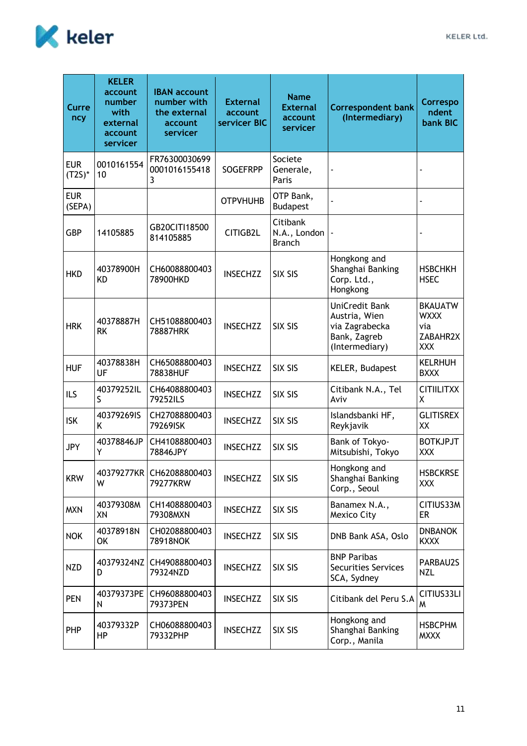| Currency | KELER account number with external account servicer | IBAN account number with the external account servicer | External account servicer BIC | Name External account servicer | Correspondent bank (Intermediary) | Correspondent bank BIC |
|---|---|---|---|---|---|---|
| EUR (T2S)* | 001016155410 | FR763000306990001016155418 3 | SOGEFRPP | Societe Generale, Paris | - | - |
| EUR (SEPA) | | | OTPVHUHB | OTP Bank, Budapest | - | - |
| GBP | 14105885 | GB20CITI18500814105885 | CITIGB2L | Citibank N.A., London Branch | - | - |
| HKD | 40378900HKD | CH6008880040378900HKD | INSECHZZ | SIX SIS | Hongkong and Shanghai Banking Corp. Ltd., Hongkong | HSBCHKHHSEC |
| HRK | 40378887HRK | CH5108880040378887HRK | INSECHZZ | SIX SIS | UniCredit Bank Austria, Wien via Zagrabecka Bank, Zagreb (Intermediary) | BKAUATWWXXX via ZABAHR2XXXX |
| HUF | 40378838HUF | CH6508880040378838HUF | INSECHZZ | SIX SIS | KELER, Budapest | KELRHUHBXXX |
| ILS | 40379252ILS | CH6408880040379252ILS | INSECHZZ | SIX SIS | Citibank N.A., Tel Aviv | CITIILITXXX |
| ISK | 40379269ISK | CH2708880040379269ISK | INSECHZZ | SIX SIS | Islandsbanki HF, Reykjavik | GLITISREXXX |
| JPY | 40378846JPY | CH4108880040378846JPY | INSECHZZ | SIX SIS | Bank of Tokyo-Mitsubishi, Tokyo | BOTKJPJTXXX |
| KRW | 40379277KRW | CH6208880040379277KRW | INSECHZZ | SIX SIS | Hongkong and Shanghai Banking Corp., Seoul | HSBCKRSEXXX |
| MXN | 40379308MXN | CH1408880040379308MXN | INSECHZZ | SIX SIS | Banamex N.A., Mexico City | CITIUS33MER |
| NOK | 40378918NOK | CH0208880040378918NOK | INSECHZZ | SIX SIS | DNB Bank ASA, Oslo | DNBANOKKXXX |
| NZD | 40379324NZD | CH4908880040379324NZD | INSECHZZ | SIX SIS | BNP Paribas Securities Services SCA, Sydney | PARBAU2SNZL |
| PEN | 40379373PEN | CH9608880040379373PEN | INSECHZZ | SIX SIS | Citibank del Peru S.A | CITIUS33LIM |
| PHP | 40379332PHP | CH0608880040379332PHP | INSECHZZ | SIX SIS | Hongkong and Shanghai Banking Corp., Manila | HSBCPHMMXXX |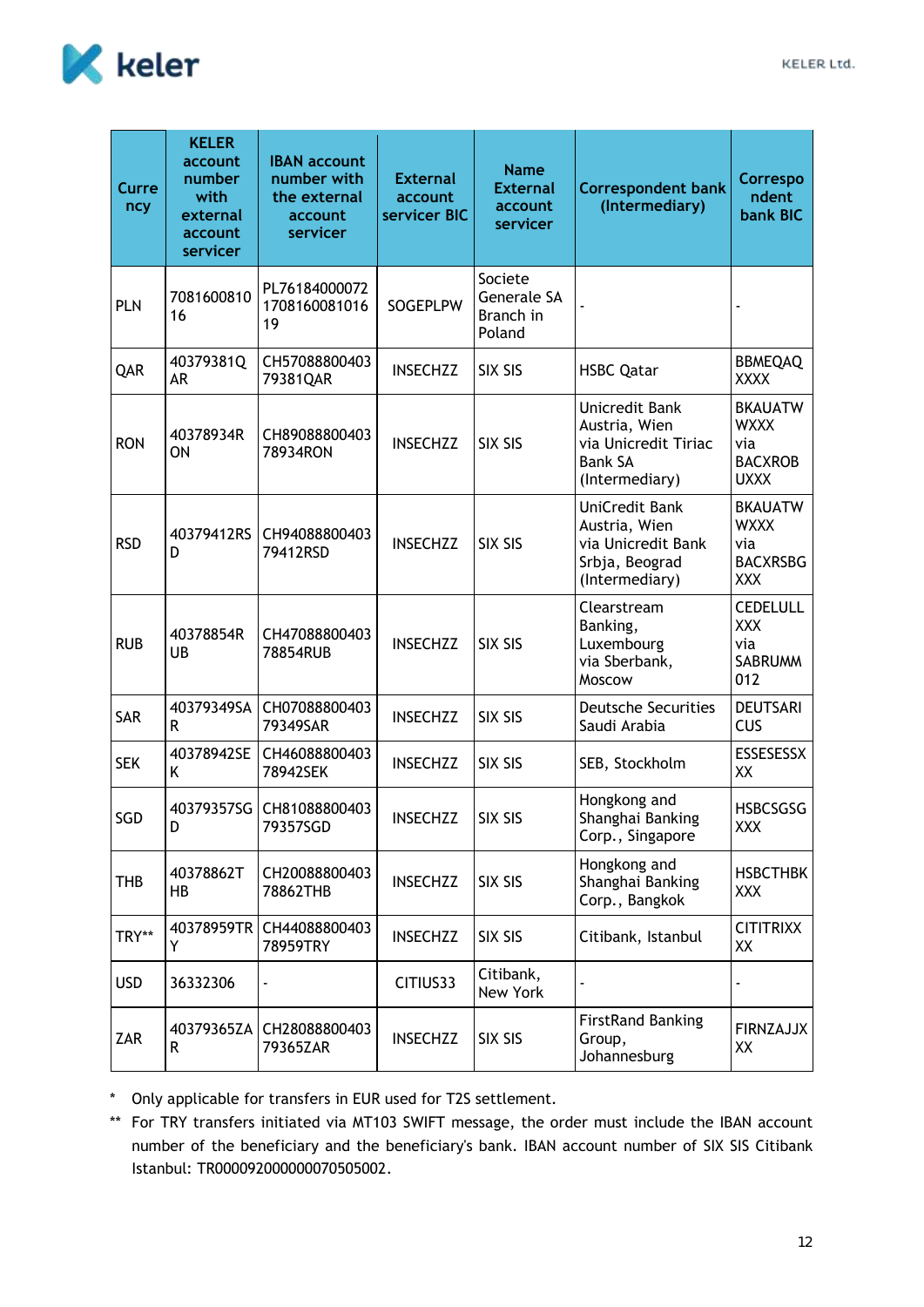| Currency | KELER account number with external account servicer | IBAN account number with the external account servicer | External account servicer BIC | Name External account servicer | Correspondent bank (Intermediary) | Correspondent bank BIC |
|---|---|---|---|---|---|---|
| PLN | 708160081016 | PL76184000072170816008101619 | SOGEPLPW | Societe Generale SA Branch in Poland | - | - |
| QAR | 40379381QAR | CH5708880040379381QAR | INSECHZZ | SIX SIS | HSBC Qatar | BBMEQAQXXXX |
| RON | 40378934RON | CH8908880040378934RON | INSECHZZ | SIX SIS | Unicredit Bank Austria, Wien via Unicredit Tiriac Bank SA (Intermediary) | BKAUATWWXXX via BACXROBUXXX |
| RSD | 40379412RSD | CH9408880040379412RSD | INSECHZZ | SIX SIS | UniCredit Bank Austria, Wien via Unicredit Bank Srbja, Beograd (Intermediary) | BKAUATWWXXX via BACXRSBGXXX |
| RUB | 40378854RUB | CH4708880040378854RUB | INSECHZZ | SIX SIS | Clearstream Banking, Luxembourg via Sberbank, Moscow | CEDELULLXXX via SABRUMM012 |
| SAR | 40379349SAR | CH0708880040379349SAR | INSECHZZ | SIX SIS | Deutsche Securities Saudi Arabia | DEUTSARICUS |
| SEK | 40378942SEK | CH4608880040378942SEK | INSECHZZ | SIX SIS | SEB, Stockholm | ESSESESSXXX |
| SGD | 40379357SGD | CH8108880040379357SGD | INSECHZZ | SIX SIS | Hongkong and Shanghai Banking Corp., Singapore | HSBCSGSGXXX |
| THB | 40378862THB | CH2008880040378862THB | INSECHZZ | SIX SIS | Hongkong and Shanghai Banking Corp., Bangkok | HSBCTHBKXXX |
| TRY** | 40378959TRY | CH4408880040378959TRY | INSECHZZ | SIX SIS | Citibank, Istanbul | CITITRIXXX |
| USD | 36332306 | - | CITIUS33 | Citibank, New York | - | - |
| ZAR | 40379365ZAR | CH2808880040379365ZAR | INSECHZZ | SIX SIS | FirstRand Banking Group, Johannesburg | FIRNZAJJXXX |

\* Only applicable for transfers in EUR used for T2S settlement.

** For TRY transfers initiated via MT103 SWIFT message, the order must include the IBAN account number of the beneficiary and the beneficiary's bank. IBAN account number of SIX SIS Citibank Istanbul: TR000092000000070505002.